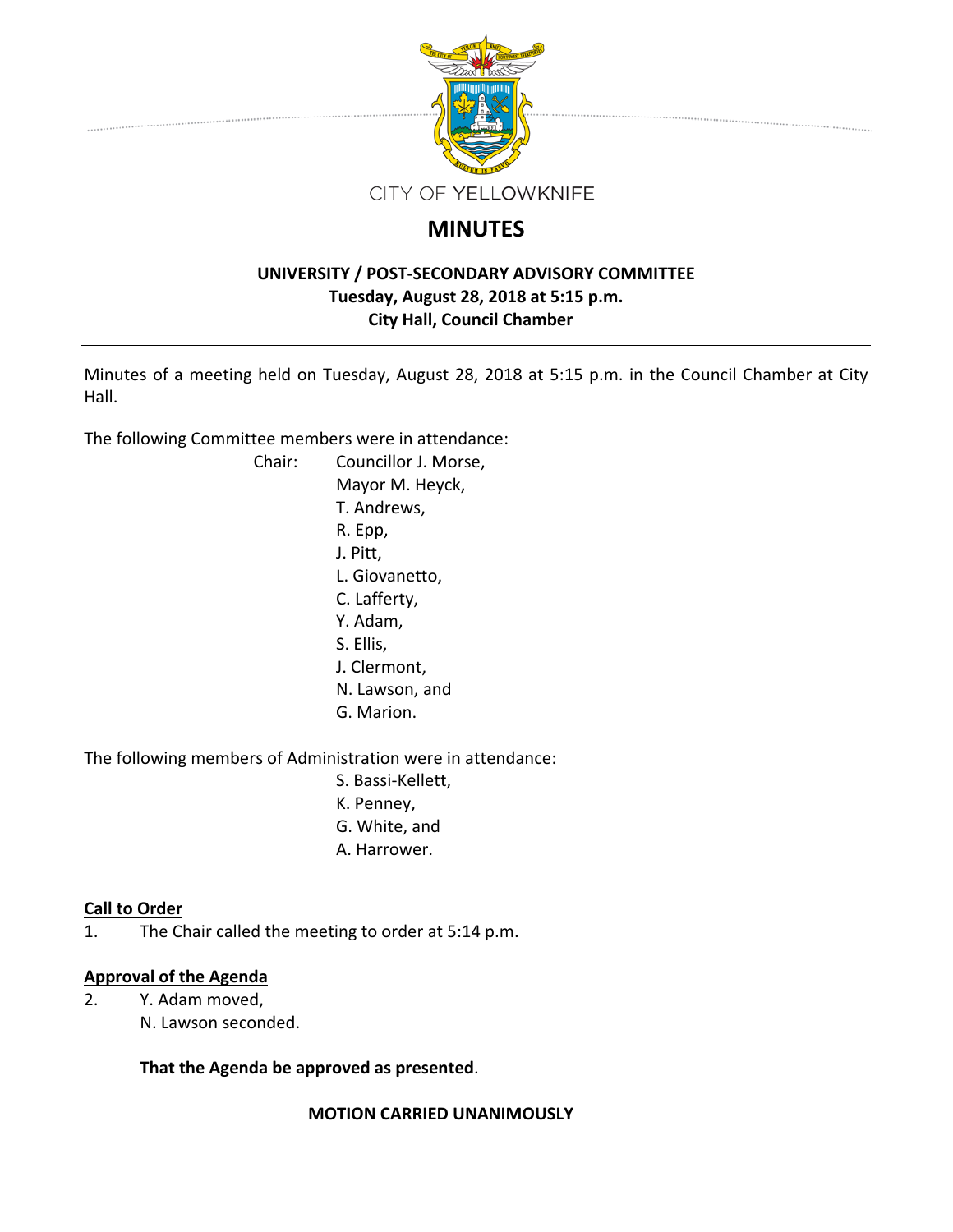CITY OF YELLOWKNIFE

# MINUTES

**UNIVERSITY / POST-SECONDARY ADVISORY COMMITTEE**
**Tuesday, August 28, 2018 at 5:15 p.m.**
**City Hall, Council Chamber**

---

Minutes of a meeting held on Tuesday, August 28, 2018 at 5:15 p.m. in the Council Chamber at City Hall.

The following Committee members were in attendance:

Chair: Councillor J. Morse,
Mayor M. Heyck,
T. Andrews,
R. Epp,
J. Pitt,
L. Giovanetto,
C. Lafferty,
Y. Adam,
S. Ellis,
J. Clermont,
N. Lawson, and
G. Marion.

The following members of Administration were in attendance:

S. Bassi-Kellett,
K. Penney,
G. White, and
A. Harrower.

---

**Call to Order**

1. The Chair called the meeting to order at 5:14 p.m.

**Approval of the Agenda**

2. Y. Adam moved,
N. Lawson seconded.

**That the Agenda be approved as presented**.

**MOTION CARRIED UNANIMOUSLY**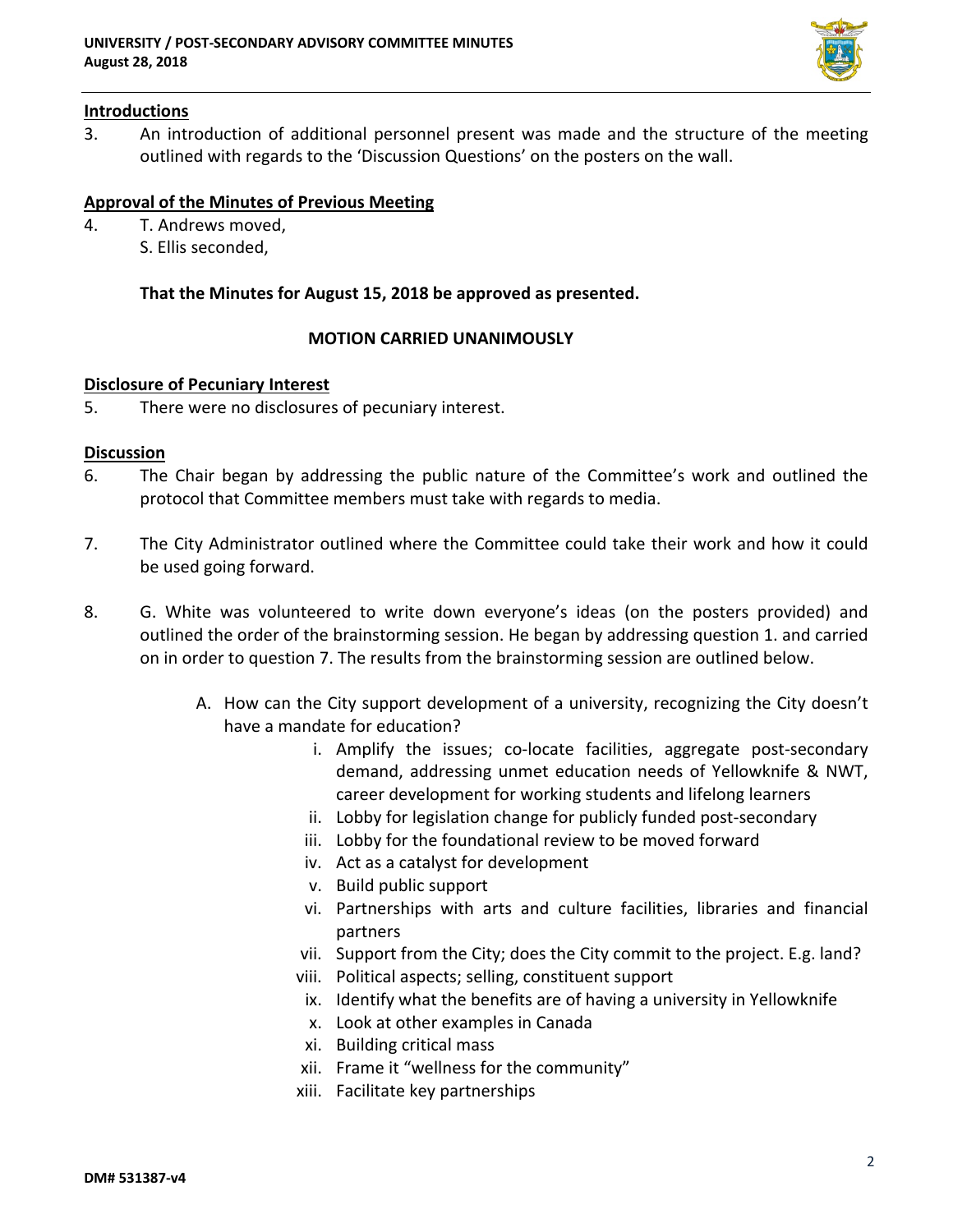## Introductions

3. An introduction of additional personnel present was made and the structure of the meeting outlined with regards to the 'Discussion Questions' on the posters on the wall.

## Approval of the Minutes of Previous Meeting

4. T. Andrews moved,
   S. Ellis seconded,

   **That the Minutes for August 15, 2018 be approved as presented.**

   **MOTION CARRIED UNANIMOUSLY**

## Disclosure of Pecuniary Interest

5. There were no disclosures of pecuniary interest.

## Discussion

6. The Chair began by addressing the public nature of the Committee's work and outlined the protocol that Committee members must take with regards to media.

7. The City Administrator outlined where the Committee could take their work and how it could be used going forward.

8. G. White was volunteered to write down everyone's ideas (on the posters provided) and outlined the order of the brainstorming session. He began by addressing question 1. and carried on in order to question 7. The results from the brainstorming session are outlined below.

   A. How can the City support development of a university, recognizing the City doesn't have a mandate for education?

      i. Amplify the issues; co-locate facilities, aggregate post-secondary demand, addressing unmet education needs of Yellowknife & NWT, career development for working students and lifelong learners
      ii. Lobby for legislation change for publicly funded post-secondary
      iii. Lobby for the foundational review to be moved forward
      iv. Act as a catalyst for development
      v. Build public support
      vi. Partnerships with arts and culture facilities, libraries and financial partners
      vii. Support from the City; does the City commit to the project. E.g. land?
      viii. Political aspects; selling, constituent support
      ix. Identify what the benefits are of having a university in Yellowknife
      x. Look at other examples in Canada
      xi. Building critical mass
      xii. Frame it "wellness for the community"
      xiii. Facilitate key partnerships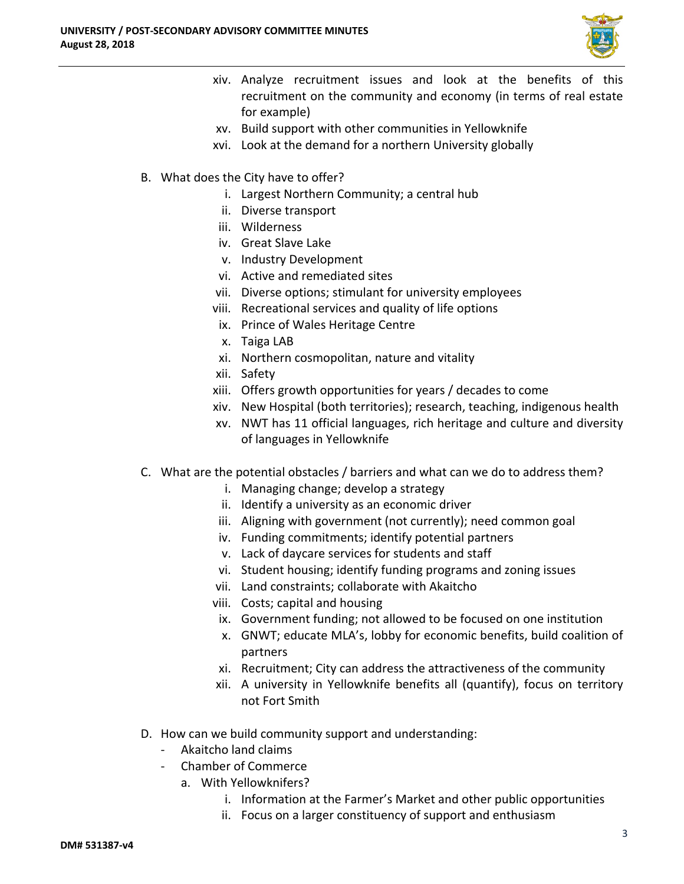xiv. Analyze recruitment issues and look at the benefits of this recruitment on the community and economy (in terms of real estate for example)
xv. Build support with other communities in Yellowknife
xvi. Look at the demand for a northern University globally

B. What does the City have to offer?
   i. Largest Northern Community; a central hub
   ii. Diverse transport
   iii. Wilderness
   iv. Great Slave Lake
   v. Industry Development
   vi. Active and remediated sites
   vii. Diverse options; stimulant for university employees
   viii. Recreational services and quality of life options
   ix. Prince of Wales Heritage Centre
   x. Taiga LAB
   xi. Northern cosmopolitan, nature and vitality
   xii. Safety
   xiii. Offers growth opportunities for years / decades to come
   xiv. New Hospital (both territories); research, teaching, indigenous health
   xv. NWT has 11 official languages, rich heritage and culture and diversity of languages in Yellowknife

C. What are the potential obstacles / barriers and what can we do to address them?
   i. Managing change; develop a strategy
   ii. Identify a university as an economic driver
   iii. Aligning with government (not currently); need common goal
   iv. Funding commitments; identify potential partners
   v. Lack of daycare services for students and staff
   vi. Student housing; identify funding programs and zoning issues
   vii. Land constraints; collaborate with Akaitcho
   viii. Costs; capital and housing
   ix. Government funding; not allowed to be focused on one institution
   x. GNWT; educate MLA's, lobby for economic benefits, build coalition of partners
   xi. Recruitment; City can address the attractiveness of the community
   xii. A university in Yellowknife benefits all (quantify), focus on territory not Fort Smith

D. How can we build community support and understanding:
   - Akaitcho land claims
   - Chamber of Commerce
     a. With Yellowknifers?
        i. Information at the Farmer's Market and other public opportunities
        ii. Focus on a larger constituency of support and enthusiasm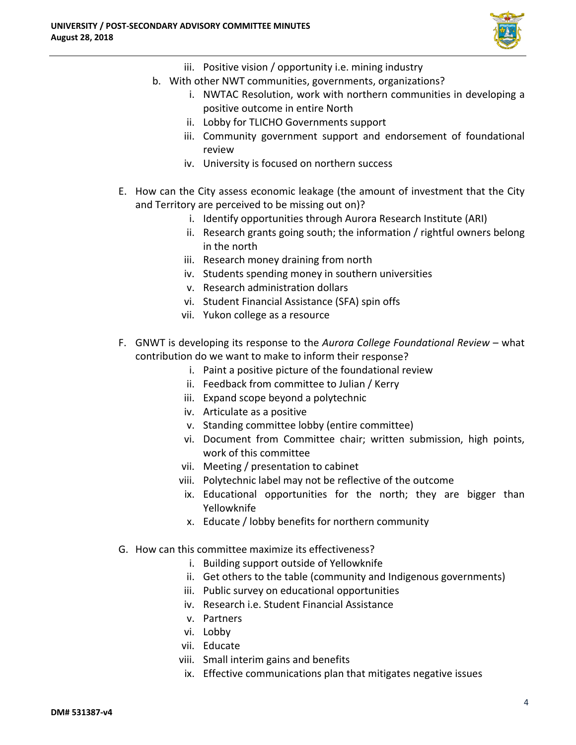iii. Positive vision / opportunity i.e. mining industry

b. With other NWT communities, governments, organizations?
   i. NWTAC Resolution, work with northern communities in developing a positive outcome in entire North
   ii. Lobby for TLICHO Governments support
   iii. Community government support and endorsement of foundational review
   iv. University is focused on northern success

E. How can the City assess economic leakage (the amount of investment that the City and Territory are perceived to be missing out on)?
   i. Identify opportunities through Aurora Research Institute (ARI)
   ii. Research grants going south; the information / rightful owners belong in the north
   iii. Research money draining from north
   iv. Students spending money in southern universities
   v. Research administration dollars
   vi. Student Financial Assistance (SFA) spin offs
   vii. Yukon college as a resource

F. GNWT is developing its response to the *Aurora College Foundational Review* – what contribution do we want to make to inform their response?
   i. Paint a positive picture of the foundational review
   ii. Feedback from committee to Julian / Kerry
   iii. Expand scope beyond a polytechnic
   iv. Articulate as a positive
   v. Standing committee lobby (entire committee)
   vi. Document from Committee chair; written submission, high points, work of this committee
   vii. Meeting / presentation to cabinet
   viii. Polytechnic label may not be reflective of the outcome
   ix. Educational opportunities for the north; they are bigger than Yellowknife
   x. Educate / lobby benefits for northern community

G. How can this committee maximize its effectiveness?
   i. Building support outside of Yellowknife
   ii. Get others to the table (community and Indigenous governments)
   iii. Public survey on educational opportunities
   iv. Research i.e. Student Financial Assistance
   v. Partners
   vi. Lobby
   vii. Educate
   viii. Small interim gains and benefits
   ix. Effective communications plan that mitigates negative issues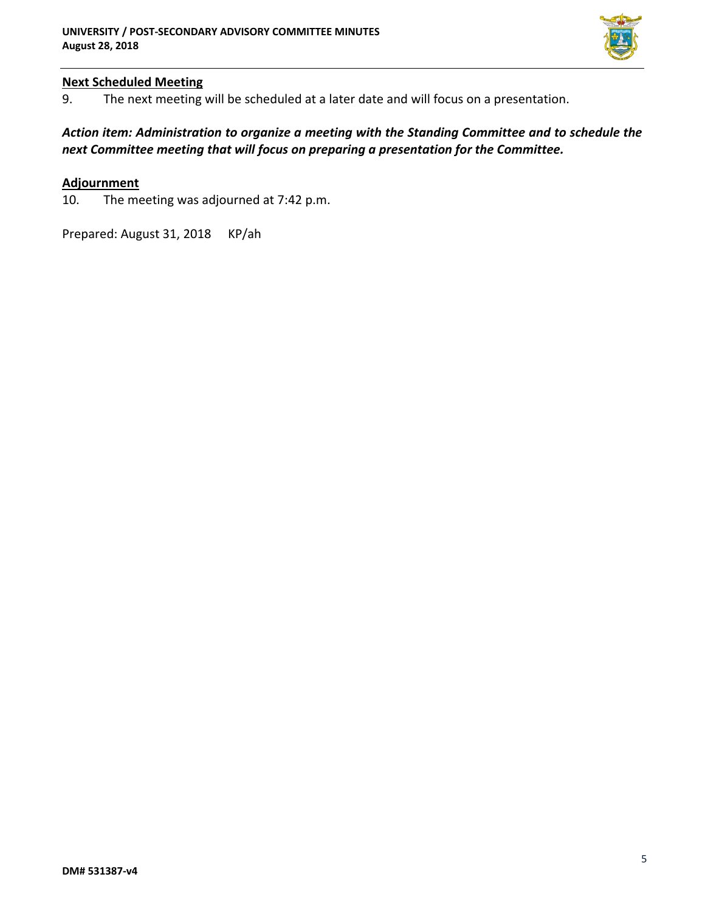## Next Scheduled Meeting

9. The next meeting will be scheduled at a later date and will focus on a presentation.

***Action item: Administration to organize a meeting with the Standing Committee and to schedule the next Committee meeting that will focus on preparing a presentation for the Committee.***

## Adjournment

10. The meeting was adjourned at 7:42 p.m.

Prepared: August 31, 2018 KP/ah

**DM# 531387-v4**